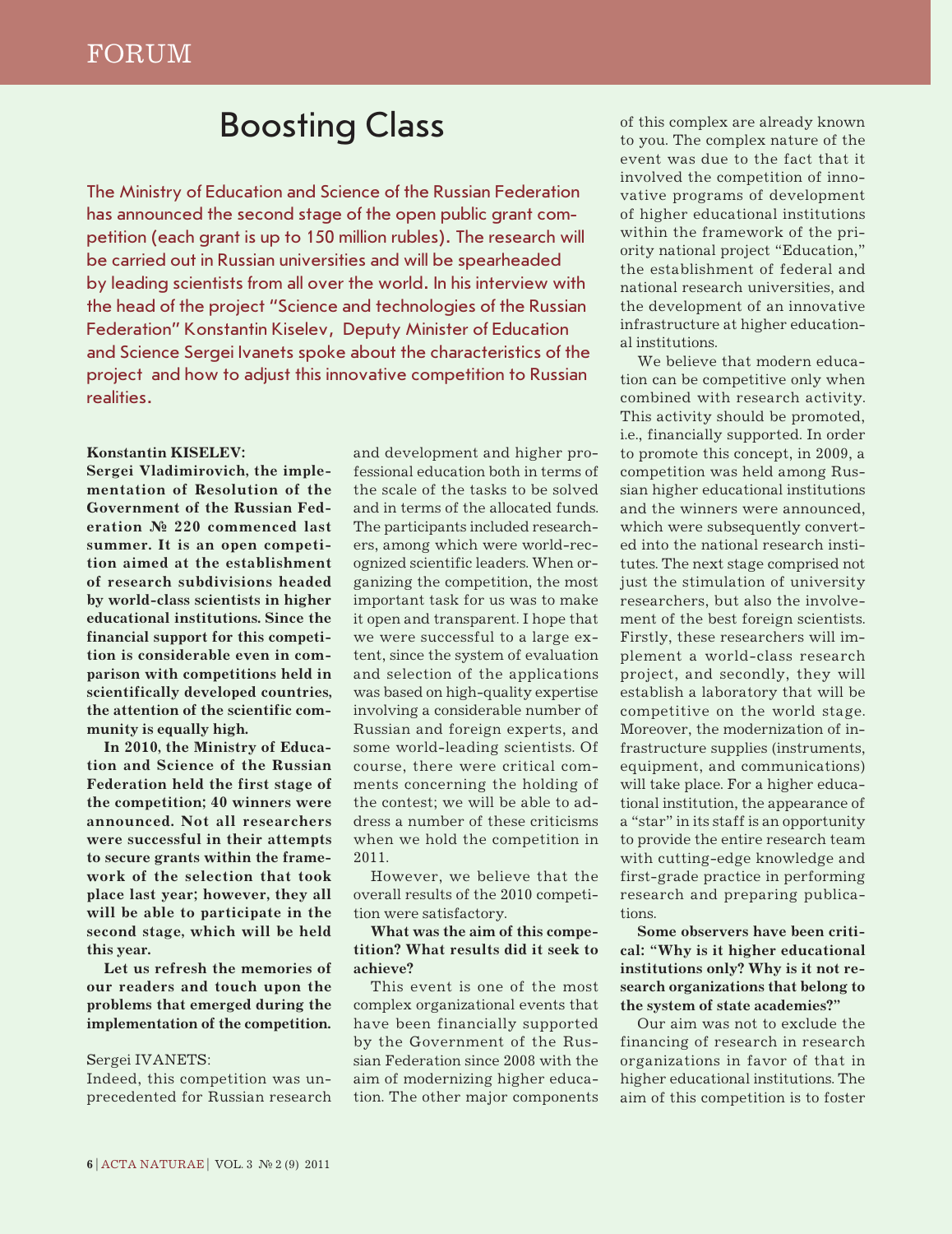# Boosting Class

The Ministry of Education and Science of the Russian Federation has announced the second stage of the open public grant competition (each grant is up to 150 million rubles). The research will be carried out in Russian universities and will be spearheaded by leading scientists from all over the world. In his interview with the head of the project "Science and technologies of the Russian Federation" Konstantin Kiselev, Deputy Minister of Education and Science Sergei Ivanets spoke about the characteristics of the project and how to adjust this innovative competition to Russian realities.

**Konstantin KISELEV:**
**Sergei Vladimirovich, the implementation of Resolution of the Government of the Russian Federation № 220 commenced last summer. It is an open competition aimed at the establishment of research subdivisions headed by world-class scientists in higher educational institutions. Since the financial support for this competition is considerable even in comparison with competitions held in scientifically developed countries, the attention of the scientific community is equally high.**

**In 2010, the Ministry of Education and Science of the Russian Federation held the first stage of the competition; 40 winners were announced. Not all researchers were successful in their attempts to secure grants within the framework of the selection that took place last year; however, they all will be able to participate in the second stage, which will be held this year.**

**Let us refresh the memories of our readers and touch upon the problems that emerged during the implementation of the competition.**

Sergei IVANETS:
Indeed, this competition was unprecedented for Russian research and development and higher professional education both in terms of the scale of the tasks to be solved and in terms of the allocated funds. The participants included researchers, among which were world-recognized scientific leaders. When organizing the competition, the most important task for us was to make it open and transparent. I hope that we were successful to a large extent, since the system of evaluation and selection of the applications was based on high-quality expertise involving a considerable number of Russian and foreign experts, and some world-leading scientists. Of course, there were critical comments concerning the holding of the contest; we will be able to address a number of these criticisms when we hold the competition in 2011.

However, we believe that the overall results of the 2010 competition were satisfactory.

**What was the aim of this competition? What results did it seek to achieve?**

This event is one of the most complex organizational events that have been financially supported by the Government of the Russian Federation since 2008 with the aim of modernizing higher education. The other major components of this complex are already known to you. The complex nature of the event was due to the fact that it involved the competition of innovative programs of development of higher educational institutions within the framework of the priority national project "Education," the establishment of federal and national research universities, and the development of an innovative infrastructure at higher educational institutions.

We believe that modern education can be competitive only when combined with research activity. This activity should be promoted, i.e., financially supported. In order to promote this concept, in 2009, a competition was held among Russian higher educational institutions and the winners were announced, which were subsequently converted into the national research institutes. The next stage comprised not just the stimulation of university researchers, but also the involvement of the best foreign scientists. Firstly, these researchers will implement a world-class research project, and secondly, they will establish a laboratory that will be competitive on the world stage. Moreover, the modernization of infrastructure supplies (instruments, equipment, and communications) will take place. For a higher educational institution, the appearance of a "star" in its staff is an opportunity to provide the entire research team with cutting-edge knowledge and first-grade practice in performing research and preparing publications.

**Some observers have been critical: "Why is it higher educational institutions only? Why is it not research organizations that belong to the system of state academies?"**

Our aim was not to exclude the financing of research in research organizations in favor of that in higher educational institutions. The aim of this competition is to foster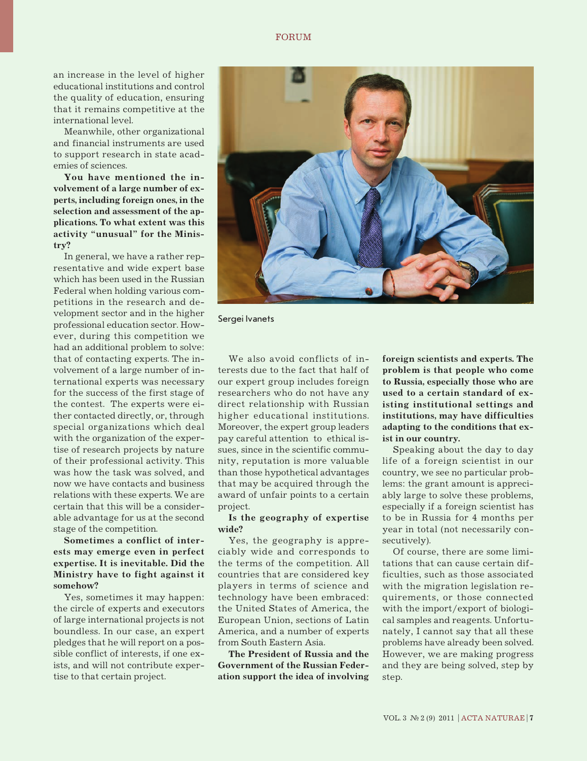an increase in the level of higher educational institutions and control the quality of education, ensuring that it remains competitive at the international level.

Meanwhile, other organizational and financial instruments are used to support research in state academies of sciences.

**You have mentioned the involvement of a large number of experts, including foreign ones, in the selection and assessment of the applications. To what extent was this activity "unusual" for the Ministry?**

In general, we have a rather representative and wide expert base which has been used in the Russian Federal when holding various competitions in the research and development sector and in the higher professional education sector. However, during this competition we had an additional problem to solve: that of contacting experts. The involvement of a large number of international experts was necessary for the success of the first stage of the contest. The experts were either contacted directly, or, through special organizations which deal with the organization of the expertise of research projects by nature of their professional activity. This was how the task was solved, and now we have contacts and business relations with these experts. We are certain that this will be a considerable advantage for us at the second stage of the competition.

**Sometimes a conflict of interests may emerge even in perfect expertise. It is inevitable. Did the Ministry have to fight against it somehow?**

Yes, sometimes it may happen: the circle of experts and executors of large international projects is not boundless. In our case, an expert pledges that he will report on a possible conflict of interests, if one exists, and will not contribute expertise to that certain project.

Sergei Ivanets

We also avoid conflicts of interests due to the fact that half of our expert group includes foreign researchers who do not have any direct relationship with Russian higher educational institutions. Moreover, the expert group leaders pay careful attention to ethical issues, since in the scientific community, reputation is more valuable than those hypothetical advantages that may be acquired through the award of unfair points to a certain project.

**Is the geography of expertise wide?**

Yes, the geography is appreciably wide and corresponds to the terms of the competition. All countries that are considered key players in terms of science and technology have been embraced: the United States of America, the European Union, sections of Latin America, and a number of experts from South Eastern Asia.

**The President of Russia and the Government of the Russian Federation support the idea of involving foreign scientists and experts. The problem is that people who come to Russia, especially those who are used to a certain standard of existing institutional settings and institutions, may have difficulties adapting to the conditions that exist in our country.**

Speaking about the day to day life of a foreign scientist in our country, we see no particular problems: the grant amount is appreciably large to solve these problems, especially if a foreign scientist has to be in Russia for 4 months per year in total (not necessarily consecutively).

Of course, there are some limitations that can cause certain difficulties, such as those associated with the migration legislation requirements, or those connected with the import/export of biological samples and reagents. Unfortunately, I cannot say that all these problems have already been solved. However, we are making progress and they are being solved, step by step.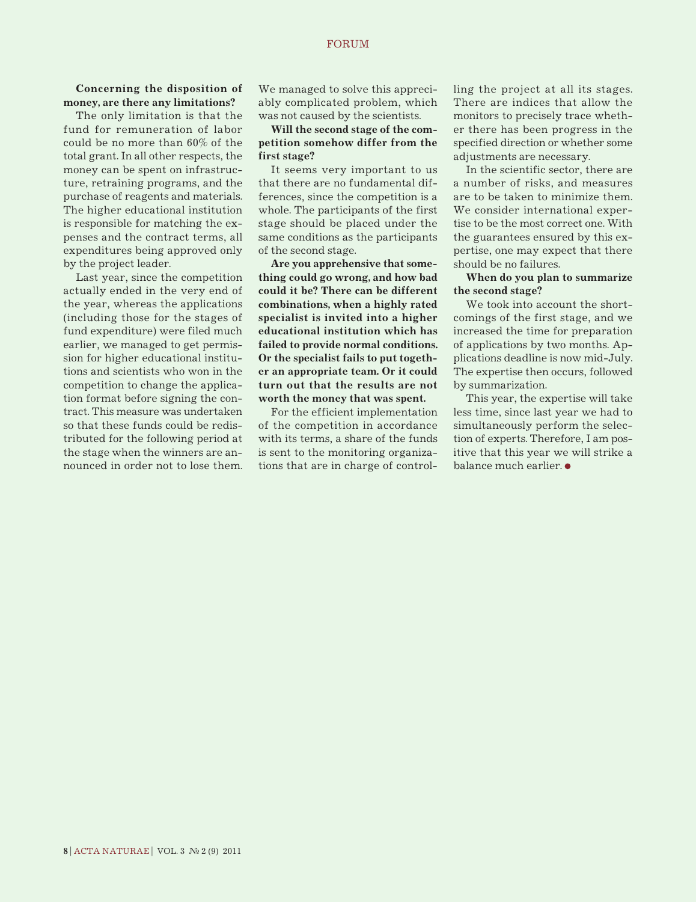**Concerning the disposition of money, are there any limitations?**

The only limitation is that the fund for remuneration of labor could be no more than 60% of the total grant. In all other respects, the money can be spent on infrastructure, retraining programs, and the purchase of reagents and materials. The higher educational institution is responsible for matching the expenses and the contract terms, all expenditures being approved only by the project leader.

Last year, since the competition actually ended in the very end of the year, whereas the applications (including those for the stages of fund expenditure) were filed much earlier, we managed to get permission for higher educational institutions and scientists who won in the competition to change the application format before signing the contract. This measure was undertaken so that these funds could be redistributed for the following period at the stage when the winners are announced in order not to lose them. We managed to solve this appreciably complicated problem, which was not caused by the scientists.

**Will the second stage of the competition somehow differ from the first stage?**

It seems very important to us that there are no fundamental differences, since the competition is a whole. The participants of the first stage should be placed under the same conditions as the participants of the second stage.

**Are you apprehensive that something could go wrong, and how bad could it be? There can be different combinations, when a highly rated specialist is invited into a higher educational institution which has failed to provide normal conditions. Or the specialist fails to put together an appropriate team. Or it could turn out that the results are not worth the money that was spent.**

For the efficient implementation of the competition in accordance with its terms, a share of the funds is sent to the monitoring organizations that are in charge of controlling the project at all its stages. There are indices that allow the monitors to precisely trace whether there has been progress in the specified direction or whether some adjustments are necessary.

In the scientific sector, there are a number of risks, and measures are to be taken to minimize them. We consider international expertise to be the most correct one. With the guarantees ensured by this expertise, one may expect that there should be no failures.

**When do you plan to summarize the second stage?**

We took into account the shortcomings of the first stage, and we increased the time for preparation of applications by two months. Applications deadline is now mid-July. The expertise then occurs, followed by summarization.

This year, the expertise will take less time, since last year we had to simultaneously perform the selection of experts. Therefore, I am positive that this year we will strike a balance much earlier. ●